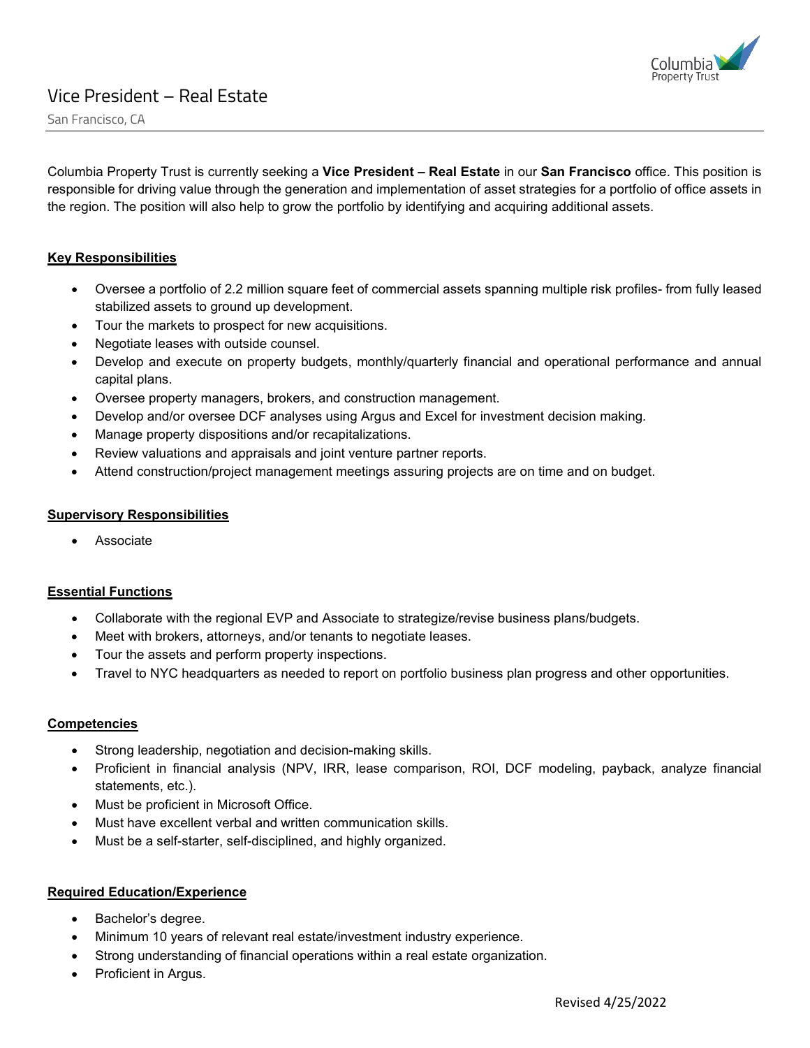# Vice President – Real Estate

San Francisco, CA

Columbia Property Trust is currently seeking a **Vice President – Real Estate** in our **San Francisco** office. This position is responsible for driving value through the generation and implementation of asset strategies for a portfolio of office assets in the region. The position will also help to grow the portfolio by identifying and acquiring additional assets.

## Key Responsibilities

- Oversee a portfolio of 2.2 million square feet of commercial assets spanning multiple risk profiles- from fully leased stabilized assets to ground up development.
- Tour the markets to prospect for new acquisitions.
- Negotiate leases with outside counsel.
- Develop and execute on property budgets, monthly/quarterly financial and operational performance and annual capital plans.
- Oversee property managers, brokers, and construction management.
- Develop and/or oversee DCF analyses using Argus and Excel for investment decision making.
- Manage property dispositions and/or recapitalizations.
- Review valuations and appraisals and joint venture partner reports.
- Attend construction/project management meetings assuring projects are on time and on budget.

## Supervisory Responsibilities

- Associate

## Essential Functions

- Collaborate with the regional EVP and Associate to strategize/revise business plans/budgets.
- Meet with brokers, attorneys, and/or tenants to negotiate leases.
- Tour the assets and perform property inspections.
- Travel to NYC headquarters as needed to report on portfolio business plan progress and other opportunities.

## Competencies

- Strong leadership, negotiation and decision-making skills.
- Proficient in financial analysis (NPV, IRR, lease comparison, ROI, DCF modeling, payback, analyze financial statements, etc.).
- Must be proficient in Microsoft Office.
- Must have excellent verbal and written communication skills.
- Must be a self-starter, self-disciplined, and highly organized.

## Required Education/Experience

- Bachelor's degree.
- Minimum 10 years of relevant real estate/investment industry experience.
- Strong understanding of financial operations within a real estate organization.
- Proficient in Argus.

Revised 4/25/2022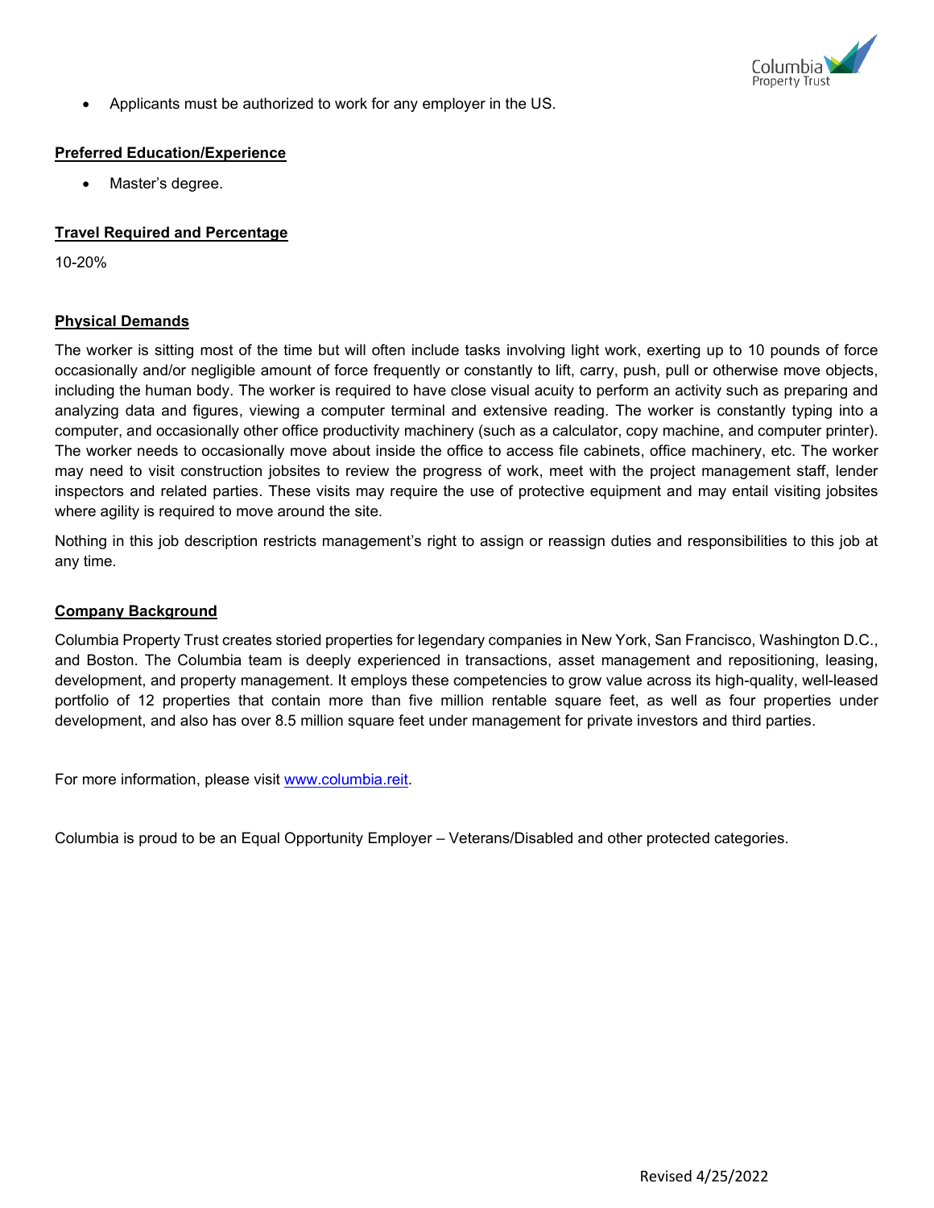- Applicants must be authorized to work for any employer in the US.

**Preferred Education/Experience**

- Master's degree.

**Travel Required and Percentage**

10-20%

**Physical Demands**

The worker is sitting most of the time but will often include tasks involving light work, exerting up to 10 pounds of force occasionally and/or negligible amount of force frequently or constantly to lift, carry, push, pull or otherwise move objects, including the human body. The worker is required to have close visual acuity to perform an activity such as preparing and analyzing data and figures, viewing a computer terminal and extensive reading. The worker is constantly typing into a computer, and occasionally other office productivity machinery (such as a calculator, copy machine, and computer printer). The worker needs to occasionally move about inside the office to access file cabinets, office machinery, etc. The worker may need to visit construction jobsites to review the progress of work, meet with the project management staff, lender inspectors and related parties. These visits may require the use of protective equipment and may entail visiting jobsites where agility is required to move around the site.

Nothing in this job description restricts management's right to assign or reassign duties and responsibilities to this job at any time.

**Company Background**

Columbia Property Trust creates storied properties for legendary companies in New York, San Francisco, Washington D.C., and Boston. The Columbia team is deeply experienced in transactions, asset management and repositioning, leasing, development, and property management. It employs these competencies to grow value across its high-quality, well-leased portfolio of 12 properties that contain more than five million rentable square feet, as well as four properties under development, and also has over 8.5 million square feet under management for private investors and third parties.

For more information, please visit [www.columbia.reit](www.columbia.reit).

Columbia is proud to be an Equal Opportunity Employer – Veterans/Disabled and other protected categories.

Revised 4/25/2022